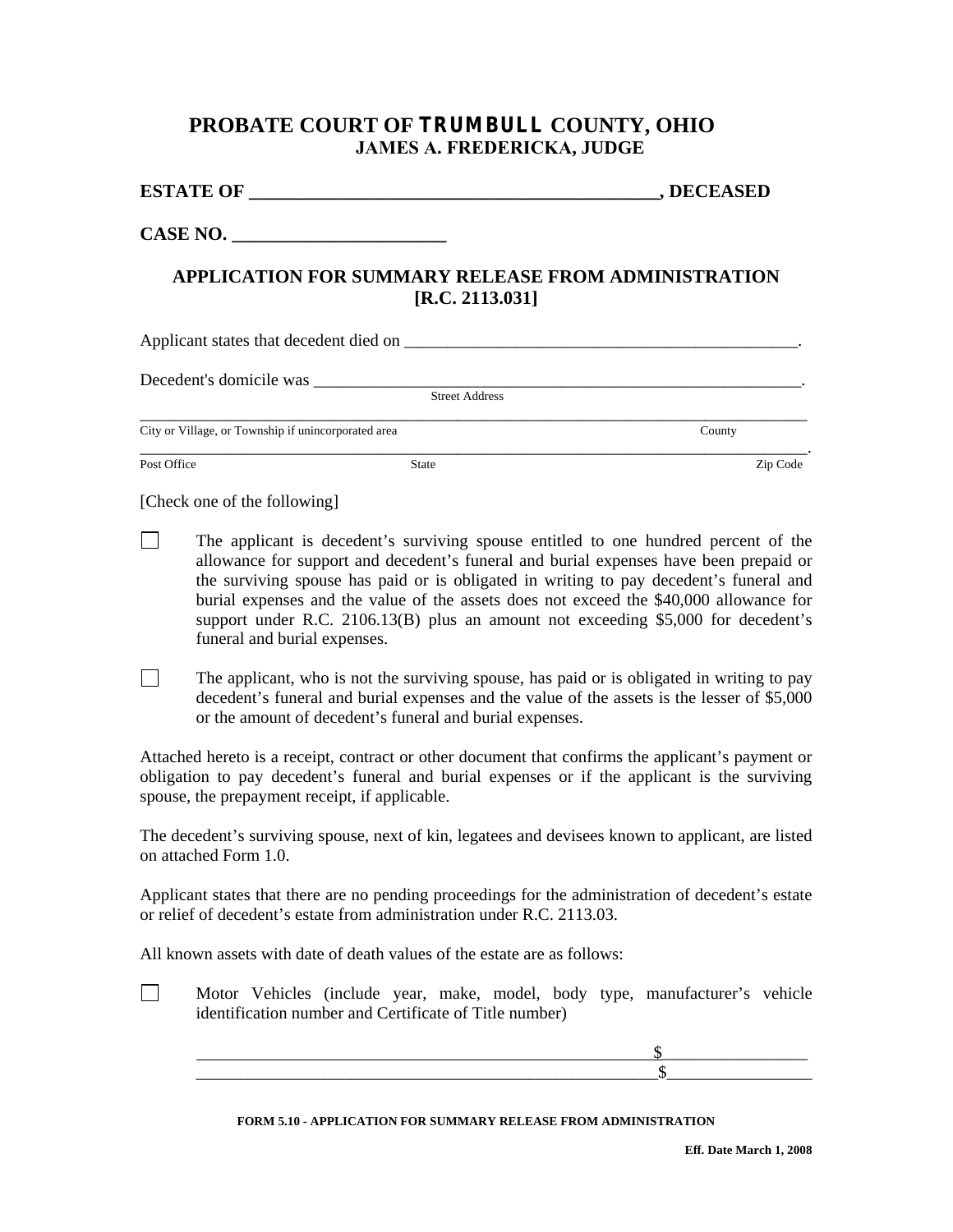# PROBATE COURT OF TRUMBULL COUNTY, OHIO

### JAMES A. FREDERICKA, JUDGE

**ESTATE OF ____________________________________________, DECEASED**

**CASE NO. ______________________**

## APPLICATION FOR SUMMARY RELEASE FROM ADMINISTRATION [R.C. 2113.031]

Applicant states that decedent died on ______________________________________________.

Decedent's domicile was ___________________________________________________________.
Street Address

_______________________________________________________________________________
City or Village, or Township if unincorporated area                County

_______________________________________________________________________________.
Post Office                State                Zip Code

[Check one of the following]

☐ The applicant is decedent's surviving spouse entitled to one hundred percent of the allowance for support and decedent's funeral and burial expenses have been prepaid or the surviving spouse has paid or is obligated in writing to pay decedent's funeral and burial expenses and the value of the assets does not exceed the $40,000 allowance for support under R.C. 2106.13(B) plus an amount not exceeding $5,000 for decedent's funeral and burial expenses.

☐ The applicant, who is not the surviving spouse, has paid or is obligated in writing to pay decedent's funeral and burial expenses and the value of the assets is the lesser of $5,000 or the amount of decedent's funeral and burial expenses.

Attached hereto is a receipt, contract or other document that confirms the applicant's payment or obligation to pay decedent's funeral and burial expenses or if the applicant is the surviving spouse, the prepayment receipt, if applicable.

The decedent's surviving spouse, next of kin, legatees and devisees known to applicant, are listed on attached Form 1.0.

Applicant states that there are no pending proceedings for the administration of decedent's estate or relief of decedent's estate from administration under R.C. 2113.03.

All known assets with date of death values of the estate are as follows:

☐ Motor Vehicles (include year, make, model, body type, manufacturer's vehicle identification number and Certificate of Title number)

_______________________________________________________$_________________
_______________________________________________________$_________________

**FORM 5.10 - APPLICATION FOR SUMMARY RELEASE FROM ADMINISTRATION**

**Eff. Date March 1, 2008**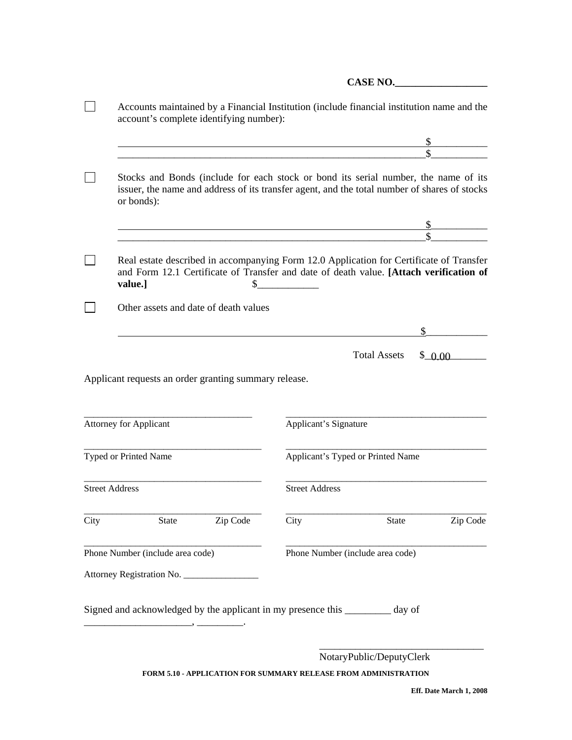**CASE NO.__________________**

☐ Accounts maintained by a Financial Institution (include financial institution name and the account's complete identifying number):

_______________________________________________________________$___________
_______________________________________________________________$___________

☐ Stocks and Bonds (include for each stock or bond its serial number, the name of its issuer, the name and address of its transfer agent, and the total number of shares of stocks or bonds):

_______________________________________________________________$___________
_______________________________________________________________$___________

☐ Real estate described in accompanying Form 12.0 Application for Certificate of Transfer and Form 12.1 Certificate of Transfer and date of death value. **[Attach verification of value.]** $____________

☐ Other assets and date of death values

______________________________________________________________$____________

Total Assets $ 0.00

Applicant requests an order granting summary release.

| | |
|---|---|
| ___________________________________ | ___________________________________________ |
| Attorney for Applicant | Applicant's Signature |
| ___________________________________ | ___________________________________________ |
| Typed or Printed Name | Applicant's Typed or Printed Name |
| ___________________________________ | ___________________________________________ |
| Street Address | Street Address |
| ___________________________________ | ___________________________________________ |
| City State Zip Code | City State Zip Code |
| ___________________________________ | ___________________________________________ |
| Phone Number (include area code) | Phone Number (include area code) |
| Attorney Registration No. ________________ | |

Signed and acknowledged by the applicant in my presence this _________ day of _____________________, _________.

_________________________________
NotaryPublic/DeputyClerk

**FORM 5.10 - APPLICATION FOR SUMMARY RELEASE FROM ADMINISTRATION**

**Eff. Date March 1, 2008**